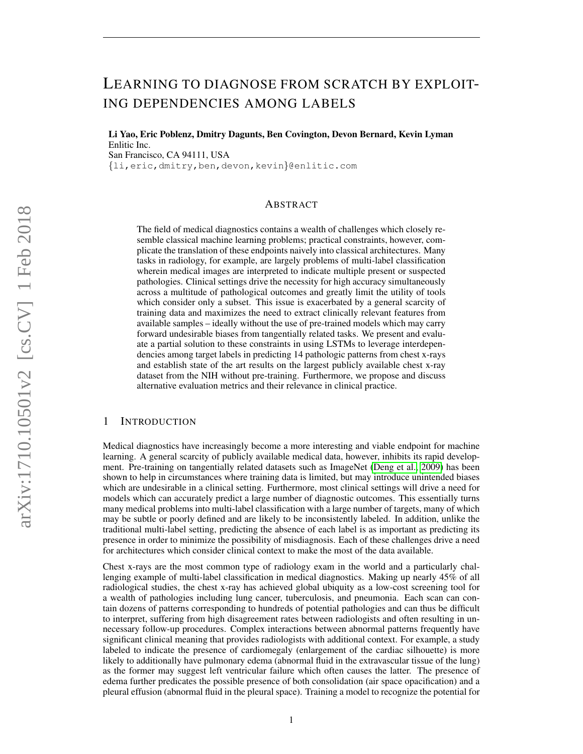# Learning to diagnose from scratch by exploiting dependencies among labels

**Li Yao, Eric Poblenz, Dmitry Dagunts, Ben Covington, Devon Bernard, Kevin Lyman**
Enlitic Inc.
San Francisco, CA 94111, USA
{li,eric,dmitry,ben,devon,kevin}@enlitic.com

## Abstract

The field of medical diagnostics contains a wealth of challenges which closely resemble classical machine learning problems; practical constraints, however, complicate the translation of these endpoints naively into classical architectures. Many tasks in radiology, for example, are largely problems of multi-label classification wherein medical images are interpreted to indicate multiple present or suspected pathologies. Clinical settings drive the necessity for high accuracy simultaneously across a multitude of pathological outcomes and greatly limit the utility of tools which consider only a subset. This issue is exacerbated by a general scarcity of training data and maximizes the need to extract clinically relevant features from available samples – ideally without the use of pre-trained models which may carry forward undesirable biases from tangentially related tasks. We present and evaluate a partial solution to these constraints in using LSTMs to leverage interdependencies among target labels in predicting 14 pathologic patterns from chest x-rays and establish state of the art results on the largest publicly available chest x-ray dataset from the NIH without pre-training. Furthermore, we propose and discuss alternative evaluation metrics and their relevance in clinical practice.

## 1 Introduction

Medical diagnostics have increasingly become a more interesting and viable endpoint for machine learning. A general scarcity of publicly available medical data, however, inhibits its rapid development. Pre-training on tangentially related datasets such as ImageNet (Deng et al., 2009) has been shown to help in circumstances where training data is limited, but may introduce unintended biases which are undesirable in a clinical setting. Furthermore, most clinical settings will drive a need for models which can accurately predict a large number of diagnostic outcomes. This essentially turns many medical problems into multi-label classification with a large number of targets, many of which may be subtle or poorly defined and are likely to be inconsistently labeled. In addition, unlike the traditional multi-label setting, predicting the absence of each label is as important as predicting its presence in order to minimize the possibility of misdiagnosis. Each of these challenges drive a need for architectures which consider clinical context to make the most of the data available.

Chest x-rays are the most common type of radiology exam in the world and a particularly challenging example of multi-label classification in medical diagnostics. Making up nearly 45% of all radiological studies, the chest x-ray has achieved global ubiquity as a low-cost screening tool for a wealth of pathologies including lung cancer, tuberculosis, and pneumonia. Each scan can contain dozens of patterns corresponding to hundreds of potential pathologies and can thus be difficult to interpret, suffering from high disagreement rates between radiologists and often resulting in unnecessary follow-up procedures. Complex interactions between abnormal patterns frequently have significant clinical meaning that provides radiologists with additional context. For example, a study labeled to indicate the presence of cardiomegaly (enlargement of the cardiac silhouette) is more likely to additionally have pulmonary edema (abnormal fluid in the extravascular tissue of the lung) as the former may suggest left ventricular failure which often causes the latter. The presence of edema further predicates the possible presence of both consolidation (air space opacification) and a pleural effusion (abnormal fluid in the pleural space). Training a model to recognize the potential for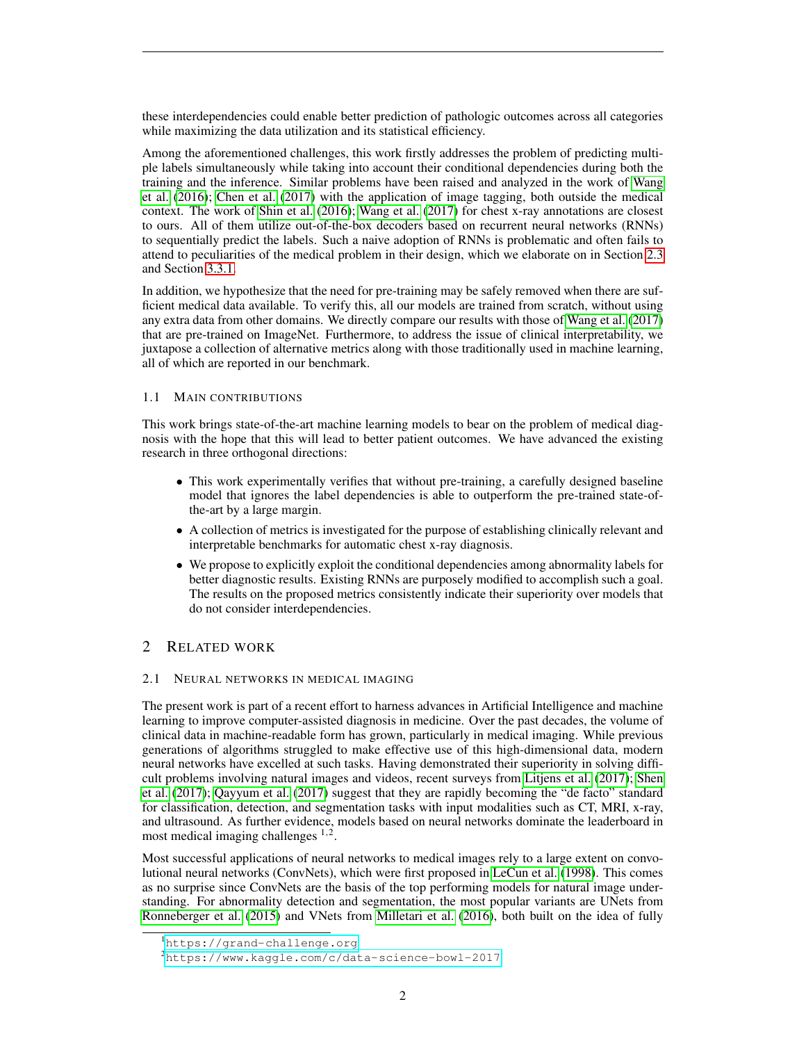these interdependencies could enable better prediction of pathologic outcomes across all categories while maximizing the data utilization and its statistical efficiency.

Among the aforementioned challenges, this work firstly addresses the problem of predicting multiple labels simultaneously while taking into account their conditional dependencies during both the training and the inference. Similar problems have been raised and analyzed in the work of Wang et al. (2016); Chen et al. (2017) with the application of image tagging, both outside the medical context. The work of Shin et al. (2016); Wang et al. (2017) for chest x-ray annotations are closest to ours. All of them utilize out-of-the-box decoders based on recurrent neural networks (RNNs) to sequentially predict the labels. Such a naive adoption of RNNs is problematic and often fails to attend to peculiarities of the medical problem in their design, which we elaborate on in Section 2.3 and Section 3.3.1.

In addition, we hypothesize that the need for pre-training may be safely removed when there are sufficient medical data available. To verify this, all our models are trained from scratch, without using any extra data from other domains. We directly compare our results with those of Wang et al. (2017) that are pre-trained on ImageNet. Furthermore, to address the issue of clinical interpretability, we juxtapose a collection of alternative metrics along with those traditionally used in machine learning, all of which are reported in our benchmark.

### 1.1 Main contributions

This work brings state-of-the-art machine learning models to bear on the problem of medical diagnosis with the hope that this will lead to better patient outcomes. We have advanced the existing research in three orthogonal directions:

- This work experimentally verifies that without pre-training, a carefully designed baseline model that ignores the label dependencies is able to outperform the pre-trained state-of-the-art by a large margin.
- A collection of metrics is investigated for the purpose of establishing clinically relevant and interpretable benchmarks for automatic chest x-ray diagnosis.
- We propose to explicitly exploit the conditional dependencies among abnormality labels for better diagnostic results. Existing RNNs are purposely modified to accomplish such a goal. The results on the proposed metrics consistently indicate their superiority over models that do not consider interdependencies.

## 2 Related work

### 2.1 Neural networks in medical imaging

The present work is part of a recent effort to harness advances in Artificial Intelligence and machine learning to improve computer-assisted diagnosis in medicine. Over the past decades, the volume of clinical data in machine-readable form has grown, particularly in medical imaging. While previous generations of algorithms struggled to make effective use of this high-dimensional data, modern neural networks have excelled at such tasks. Having demonstrated their superiority in solving difficult problems involving natural images and videos, recent surveys from Litjens et al. (2017); Shen et al. (2017); Qayyum et al. (2017) suggest that they are rapidly becoming the "de facto" standard for classification, detection, and segmentation tasks with input modalities such as CT, MRI, x-ray, and ultrasound. As further evidence, models based on neural networks dominate the leaderboard in most medical imaging challenges [1,2].

Most successful applications of neural networks to medical images rely to a large extent on convolutional neural networks (ConvNets), which were first proposed in LeCun et al. (1998). This comes as no surprise since ConvNets are the basis of the top performing models for natural image understanding. For abnormality detection and segmentation, the most popular variants are UNets from Ronneberger et al. (2015) and VNets from Milletari et al. (2016), both built on the idea of fully

[1] https://grand-challenge.org

[2] https://www.kaggle.com/c/data-science-bowl-2017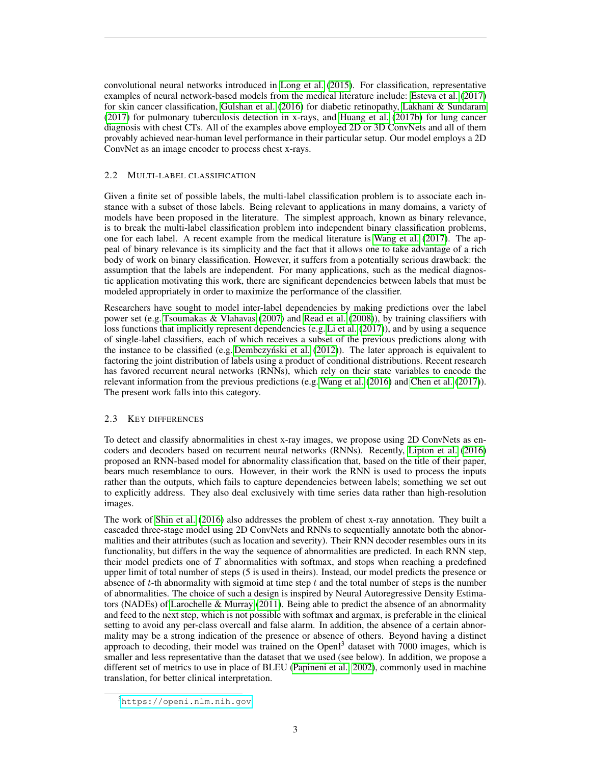convolutional neural networks introduced in Long et al. (2015). For classification, representative examples of neural network-based models from the medical literature include: Esteva et al. (2017) for skin cancer classification, Gulshan et al. (2016) for diabetic retinopathy, Lakhani & Sundaram (2017) for pulmonary tuberculosis detection in x-rays, and Huang et al. (2017b) for lung cancer diagnosis with chest CTs. All of the examples above employed 2D or 3D ConvNets and all of them provably achieved near-human level performance in their particular setup. Our model employs a 2D ConvNet as an image encoder to process chest x-rays.

### 2.2 Multi-label classification

Given a finite set of possible labels, the multi-label classification problem is to associate each instance with a subset of those labels. Being relevant to applications in many domains, a variety of models have been proposed in the literature. The simplest approach, known as binary relevance, is to break the multi-label classification problem into independent binary classification problems, one for each label. A recent example from the medical literature is Wang et al. (2017). The appeal of binary relevance is its simplicity and the fact that it allows one to take advantage of a rich body of work on binary classification. However, it suffers from a potentially serious drawback: the assumption that the labels are independent. For many applications, such as the medical diagnostic application motivating this work, there are significant dependencies between labels that must be modeled appropriately in order to maximize the performance of the classifier.

Researchers have sought to model inter-label dependencies by making predictions over the label power set (e.g. Tsoumakas & Vlahavas (2007) and Read et al. (2008)), by training classifiers with loss functions that implicitly represent dependencies (e.g. Li et al. (2017)), and by using a sequence of single-label classifiers, each of which receives a subset of the previous predictions along with the instance to be classified (e.g. Dembczyński et al. (2012)). The later approach is equivalent to factoring the joint distribution of labels using a product of conditional distributions. Recent research has favored recurrent neural networks (RNNs), which rely on their state variables to encode the relevant information from the previous predictions (e.g. Wang et al. (2016) and Chen et al. (2017)). The present work falls into this category.

### 2.3 Key differences

To detect and classify abnormalities in chest x-ray images, we propose using 2D ConvNets as encoders and decoders based on recurrent neural networks (RNNs). Recently, Lipton et al. (2016) proposed an RNN-based model for abnormality classification that, based on the title of their paper, bears much resemblance to ours. However, in their work the RNN is used to process the inputs rather than the outputs, which fails to capture dependencies between labels; something we set out to explicitly address. They also deal exclusively with time series data rather than high-resolution images.

The work of Shin et al. (2016) also addresses the problem of chest x-ray annotation. They built a cascaded three-stage model using 2D ConvNets and RNNs to sequentially annotate both the abnormalities and their attributes (such as location and severity). Their RNN decoder resembles ours in its functionality, but differs in the way the sequence of abnormalities are predicted. In each RNN step, their model predicts one of $T$ abnormalities with softmax, and stops when reaching a predefined upper limit of total number of steps (5 is used in theirs). Instead, our model predicts the presence or absence of $t$-th abnormality with sigmoid at time step $t$ and the total number of steps is the number of abnormalities. The choice of such a design is inspired by Neural Autoregressive Density Estimators (NADEs) of Larochelle & Murray (2011). Being able to predict the absence of an abnormality and feed to the next step, which is not possible with softmax and argmax, is preferable in the clinical setting to avoid any per-class overcall and false alarm. In addition, the absence of a certain abnormality may be a strong indication of the presence or absence of others. Beyond having a distinct approach to decoding, their model was trained on the OpenI[3] dataset with 7000 images, which is smaller and less representative than the dataset that we used (see below). In addition, we propose a different set of metrics to use in place of BLEU (Papineni et al., 2002), commonly used in machine translation, for better clinical interpretation.

[3] https://openi.nlm.nih.gov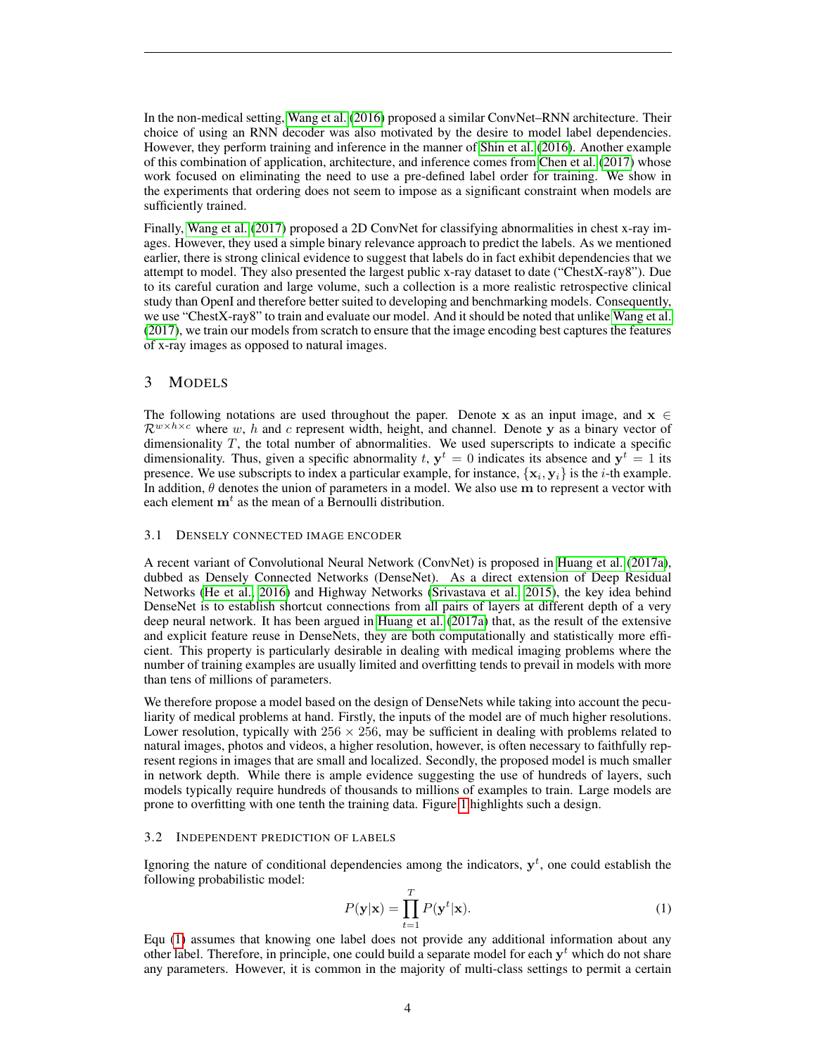In the non-medical setting, Wang et al. (2016) proposed a similar ConvNet–RNN architecture. Their choice of using an RNN decoder was also motivated by the desire to model label dependencies. However, they perform training and inference in the manner of Shin et al. (2016). Another example of this combination of application, architecture, and inference comes from Chen et al. (2017) whose work focused on eliminating the need to use a pre-defined label order for training. We show in the experiments that ordering does not seem to impose as a significant constraint when models are sufficiently trained.

Finally, Wang et al. (2017) proposed a 2D ConvNet for classifying abnormalities in chest x-ray images. However, they used a simple binary relevance approach to predict the labels. As we mentioned earlier, there is strong clinical evidence to suggest that labels do in fact exhibit dependencies that we attempt to model. They also presented the largest public x-ray dataset to date ("ChestX-ray8"). Due to its careful curation and large volume, such a collection is a more realistic retrospective clinical study than OpenI and therefore better suited to developing and benchmarking models. Consequently, we use "ChestX-ray8" to train and evaluate our model. And it should be noted that unlike Wang et al. (2017), we train our models from scratch to ensure that the image encoding best captures the features of x-ray images as opposed to natural images.

## 3 MODELS

The following notations are used throughout the paper. Denote $\mathbf{x}$ as an input image, and $\mathbf{x} \in \mathcal{R}^{w \times h \times c}$ where $w$, $h$ and $c$ represent width, height, and channel. Denote $\mathbf{y}$ as a binary vector of dimensionality $T$, the total number of abnormalities. We used superscripts to indicate a specific dimensionality. Thus, given a specific abnormality $t$, $\mathbf{y}^t = 0$ indicates its absence and $\mathbf{y}^t = 1$ its presence. We use subscripts to index a particular example, for instance, $\{\mathbf{x}_i, \mathbf{y}_i\}$ is the $i$-th example. In addition, $\theta$ denotes the union of parameters in a model. We also use $\mathbf{m}$ to represent a vector with each element $\mathbf{m}^t$ as the mean of a Bernoulli distribution.

### 3.1 DENSELY CONNECTED IMAGE ENCODER

A recent variant of Convolutional Neural Network (ConvNet) is proposed in Huang et al. (2017a), dubbed as Densely Connected Networks (DenseNet). As a direct extension of Deep Residual Networks (He et al., 2016) and Highway Networks (Srivastava et al., 2015), the key idea behind DenseNet is to establish shortcut connections from all pairs of layers at different depth of a very deep neural network. It has been argued in Huang et al. (2017a) that, as the result of the extensive and explicit feature reuse in DenseNets, they are both computationally and statistically more efficient. This property is particularly desirable in dealing with medical imaging problems where the number of training examples are usually limited and overfitting tends to prevail in models with more than tens of millions of parameters.

We therefore propose a model based on the design of DenseNets while taking into account the peculiarity of medical problems at hand. Firstly, the inputs of the model are of much higher resolutions. Lower resolution, typically with $256 \times 256$, may be sufficient in dealing with problems related to natural images, photos and videos, a higher resolution, however, is often necessary to faithfully represent regions in images that are small and localized. Secondly, the proposed model is much smaller in network depth. While there is ample evidence suggesting the use of hundreds of layers, such models typically require hundreds of thousands to millions of examples to train. Large models are prone to overfitting with one tenth the training data. Figure 1 highlights such a design.

### 3.2 INDEPENDENT PREDICTION OF LABELS

Ignoring the nature of conditional dependencies among the indicators, $\mathbf{y}^t$, one could establish the following probabilistic model:

$$P(\mathbf{y}|\mathbf{x}) = \prod_{t=1}^{T} P(\mathbf{y}^t|\mathbf{x}). \tag{1}$$

Equ (1) assumes that knowing one label does not provide any additional information about any other label. Therefore, in principle, one could build a separate model for each $\mathbf{y}^t$ which do not share any parameters. However, it is common in the majority of multi-class settings to permit a certain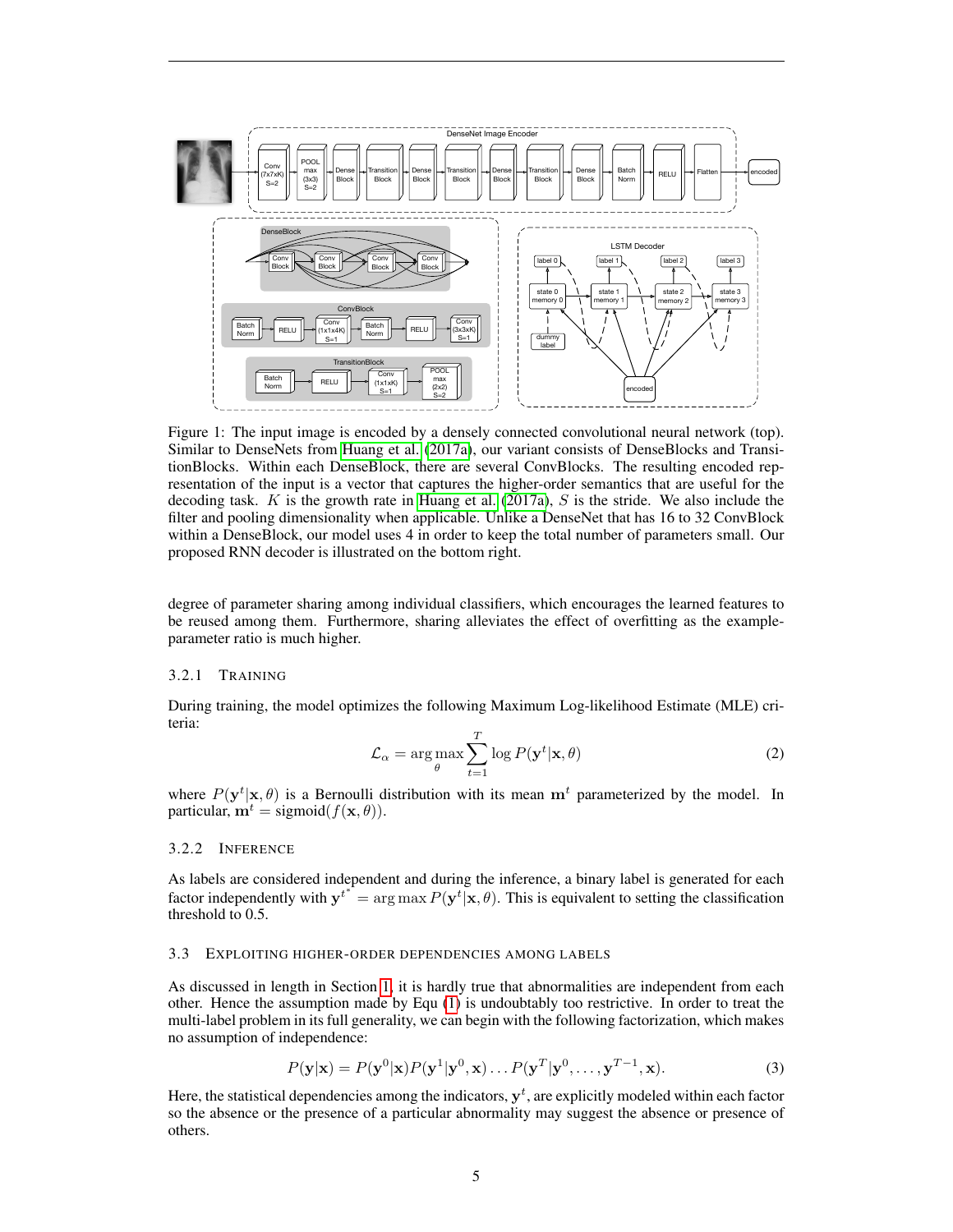Figure 1: The input image is encoded by a densely connected convolutional neural network (top). Similar to DenseNets from Huang et al. (2017a), our variant consists of DenseBlocks and TransitionBlocks. Within each DenseBlock, there are several ConvBlocks. The resulting encoded representation of the input is a vector that captures the higher-order semantics that are useful for the decoding task. $K$ is the growth rate in Huang et al. (2017a), $S$ is the stride. We also include the filter and pooling dimensionality when applicable. Unlike a DenseNet that has 16 to 32 ConvBlock within a DenseBlock, our model uses 4 in order to keep the total number of parameters small. Our proposed RNN decoder is illustrated on the bottom right.

degree of parameter sharing among individual classifiers, which encourages the learned features to be reused among them. Furthermore, sharing alleviates the effect of overfitting as the example-parameter ratio is much higher.

#### 3.2.1 TRAINING

During training, the model optimizes the following Maximum Log-likelihood Estimate (MLE) criteria:

$$\mathcal{L}_\alpha = \arg\max_\theta \sum_{t=1}^{T} \log P(\mathbf{y}^t|\mathbf{x}, \theta) \tag{2}$$

where $P(\mathbf{y}^t|\mathbf{x}, \theta)$ is a Bernoulli distribution with its mean $\mathbf{m}^t$ parameterized by the model. In particular, $\mathbf{m}^t = \text{sigmoid}(f(\mathbf{x}, \theta))$.

#### 3.2.2 INFERENCE

As labels are considered independent and during the inference, a binary label is generated for each factor independently with $\mathbf{y}^{t^*} = \arg\max P(\mathbf{y}^t|\mathbf{x}, \theta)$. This is equivalent to setting the classification threshold to 0.5.

### 3.3 EXPLOITING HIGHER-ORDER DEPENDENCIES AMONG LABELS

As discussed in length in Section 1, it is hardly true that abnormalities are independent from each other. Hence the assumption made by Equ (1) is undoubtably too restrictive. In order to treat the multi-label problem in its full generality, we can begin with the following factorization, which makes no assumption of independence:

$$P(\mathbf{y}|\mathbf{x}) = P(\mathbf{y}^0|\mathbf{x})P(\mathbf{y}^1|\mathbf{y}^0, \mathbf{x}) \ldots P(\mathbf{y}^T|\mathbf{y}^0, \ldots, \mathbf{y}^{T-1}, \mathbf{x}). \tag{3}$$

Here, the statistical dependencies among the indicators, $\mathbf{y}^t$, are explicitly modeled within each factor so the absence or the presence of a particular abnormality may suggest the absence or presence of others.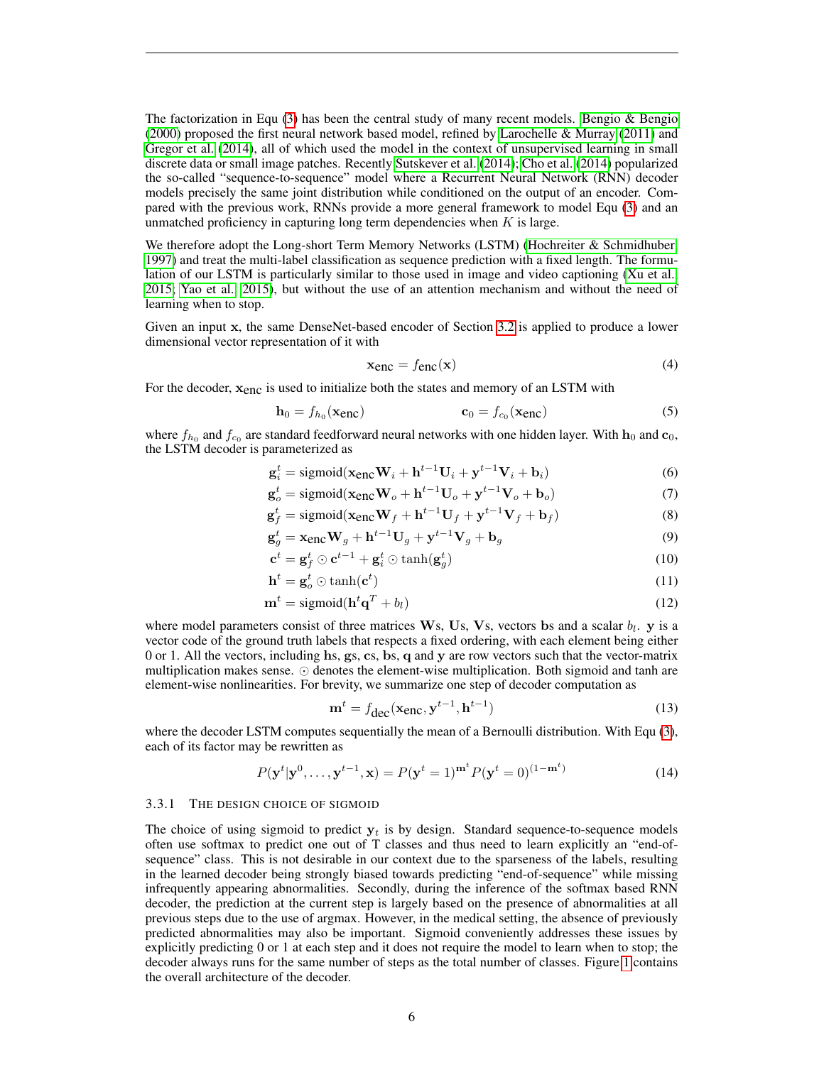The factorization in Equ (3) has been the central study of many recent models. Bengio & Bengio (2000) proposed the first neural network based model, refined by Larochelle & Murray (2011) and Gregor et al. (2014), all of which used the model in the context of unsupervised learning in small discrete data or small image patches. Recently Sutskever et al. (2014); Cho et al. (2014) popularized the so-called "sequence-to-sequence" model where a Recurrent Neural Network (RNN) decoder models precisely the same joint distribution while conditioned on the output of an encoder. Compared with the previous work, RNNs provide a more general framework to model Equ (3) and an unmatched proficiency in capturing long term dependencies when $K$ is large.

We therefore adopt the Long-short Term Memory Networks (LSTM) (Hochreiter & Schmidhuber, 1997) and treat the multi-label classification as sequence prediction with a fixed length. The formulation of our LSTM is particularly similar to those used in image and video captioning (Xu et al., 2015; Yao et al., 2015), but without the use of an attention mechanism and without the need of learning when to stop.

Given an input $\mathbf{x}$, the same DenseNet-based encoder of Section 3.2 is applied to produce a lower dimensional vector representation of it with

$$\mathbf{x}_{\text{enc}} = f_{\text{enc}}(\mathbf{x}) \tag{4}$$

For the decoder, $\mathbf{x}_{\text{enc}}$ is used to initialize both the states and memory of an LSTM with

$$\mathbf{h}_0 = f_{h_0}(\mathbf{x}_{\text{enc}}) \qquad\qquad \mathbf{c}_0 = f_{c_0}(\mathbf{x}_{\text{enc}}) \tag{5}$$

where $f_{h_0}$ and $f_{c_0}$ are standard feedforward neural networks with one hidden layer. With $\mathbf{h}_0$ and $\mathbf{c}_0$, the LSTM decoder is parameterized as

$$\mathbf{g}_i^t = \text{sigmoid}(\mathbf{x}_{\text{enc}}\mathbf{W}_i + \mathbf{h}^{t-1}\mathbf{U}_i + \mathbf{y}^{t-1}\mathbf{V}_i + \mathbf{b}_i) \tag{6}$$

$$\mathbf{g}_o^t = \text{sigmoid}(\mathbf{x}_{\text{enc}}\mathbf{W}_o + \mathbf{h}^{t-1}\mathbf{U}_o + \mathbf{y}^{t-1}\mathbf{V}_o + \mathbf{b}_o) \tag{7}$$

$$\mathbf{g}_f^t = \text{sigmoid}(\mathbf{x}_{\text{enc}}\mathbf{W}_f + \mathbf{h}^{t-1}\mathbf{U}_f + \mathbf{y}^{t-1}\mathbf{V}_f + \mathbf{b}_f) \tag{8}$$

$$\mathbf{g}_g^t = \mathbf{x}_{\text{enc}}\mathbf{W}_g + \mathbf{h}^{t-1}\mathbf{U}_g + \mathbf{y}^{t-1}\mathbf{V}_g + \mathbf{b}_g \tag{9}$$

$$\mathbf{c}^t = \mathbf{g}_f^t \odot \mathbf{c}^{t-1} + \mathbf{g}_i^t \odot \tanh(\mathbf{g}_g^t) \tag{10}$$

$$\mathbf{h}^t = \mathbf{g}_o^t \odot \tanh(\mathbf{c}^t) \tag{11}$$

$$\mathbf{m}^t = \text{sigmoid}(\mathbf{h}^t\mathbf{q}^T + b_l) \tag{12}$$

where model parameters consist of three matrices $\mathbf{W}$s, $\mathbf{U}$s, $\mathbf{V}$s, vectors $\mathbf{b}$s and a scalar $b_l$. $\mathbf{y}$ is a vector code of the ground truth labels that respects a fixed ordering, with each element being either 0 or 1. All the vectors, including $\mathbf{h}$s, $\mathbf{g}$s, $\mathbf{c}$s, $\mathbf{b}$s, $\mathbf{q}$ and $\mathbf{y}$ are row vectors such that the vector-matrix multiplication makes sense. $\odot$ denotes the element-wise multiplication. Both sigmoid and tanh are element-wise nonlinearities. For brevity, we summarize one step of decoder computation as

$$\mathbf{m}^t = f_{\text{dec}}(\mathbf{x}_{\text{enc}}, \mathbf{y}^{t-1}, \mathbf{h}^{t-1}) \tag{13}$$

where the decoder LSTM computes sequentially the mean of a Bernoulli distribution. With Equ (3), each of its factor may be rewritten as

$$P(\mathbf{y}^t|\mathbf{y}^0, \ldots, \mathbf{y}^{t-1}, \mathbf{x}) = P(\mathbf{y}^t = 1)^{\mathbf{m}^t} P(\mathbf{y}^t = 0)^{(1-\mathbf{m}^t)} \tag{14}$$

#### 3.3.1 The design choice of sigmoid

The choice of using sigmoid to predict $\mathbf{y}_t$ is by design. Standard sequence-to-sequence models often use softmax to predict one out of T classes and thus need to learn explicitly an "end-of-sequence" class. This is not desirable in our context due to the sparseness of the labels, resulting in the learned decoder being strongly biased towards predicting "end-of-sequence" while missing infrequently appearing abnormalities. Secondly, during the inference of the softmax based RNN decoder, the prediction at the current step is largely based on the presence of abnormalities at all previous steps due to the use of argmax. However, in the medical setting, the absence of previously predicted abnormalities may also be important. Sigmoid conveniently addresses these issues by explicitly predicting 0 or 1 at each step and it does not require the model to learn when to stop; the decoder always runs for the same number of steps as the total number of classes. Figure 1 contains the overall architecture of the decoder.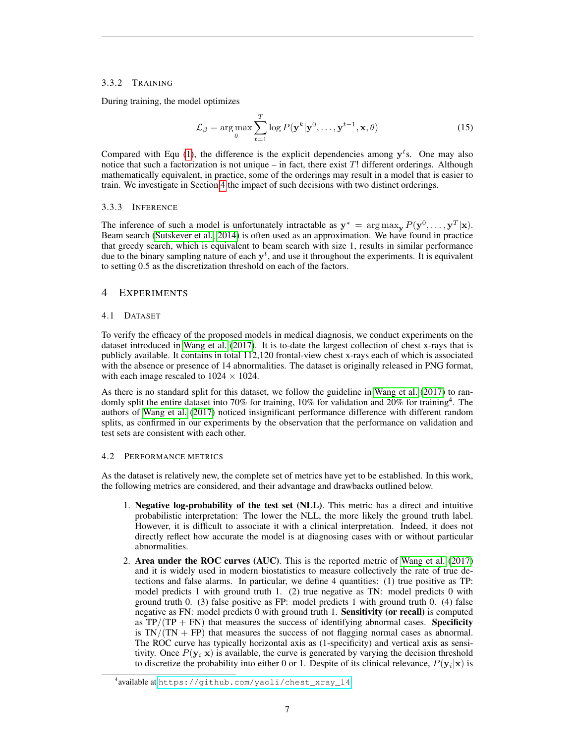#### 3.3.2 TRAINING

During training, the model optimizes

$$\mathcal{L}_\beta = \arg\max_\theta \sum_{t=1}^{T} \log P(\mathbf{y}^k|\mathbf{y}^0, \ldots, \mathbf{y}^{t-1}, \mathbf{x}, \theta) \tag{15}$$

Compared with Equ (1), the difference is the explicit dependencies among $\mathbf{y}^t$s. One may also notice that such a factorization is not unique – in fact, there exist $T!$ different orderings. Although mathematically equivalent, in practice, some of the orderings may result in a model that is easier to train. We investigate in Section 4 the impact of such decisions with two distinct orderings.

#### 3.3.3 INFERENCE

The inference of such a model is unfortunately intractable as $\mathbf{y}^* = \arg\max_{\mathbf{y}} P(\mathbf{y}^0, \ldots, \mathbf{y}^T|\mathbf{x})$. Beam search (Sutskever et al., 2014) is often used as an approximation. We have found in practice that greedy search, which is equivalent to beam search with size 1, results in similar performance due to the binary sampling nature of each $\mathbf{y}^t$, and use it throughout the experiments. It is equivalent to setting 0.5 as the discretization threshold on each of the factors.

## 4 EXPERIMENTS

### 4.1 DATASET

To verify the efficacy of the proposed models in medical diagnosis, we conduct experiments on the dataset introduced in Wang et al. (2017). It is to-date the largest collection of chest x-rays that is publicly available. It contains in total 112,120 frontal-view chest x-rays each of which is associated with the absence or presence of 14 abnormalities. The dataset is originally released in PNG format, with each image rescaled to $1024 \times 1024$.

As there is no standard split for this dataset, we follow the guideline in Wang et al. (2017) to randomly split the entire dataset into 70% for training, 10% for validation and 20% for training[4]. The authors of Wang et al. (2017) noticed insignificant performance difference with different random splits, as confirmed in our experiments by the observation that the performance on validation and test sets are consistent with each other.

### 4.2 PERFORMANCE METRICS

As the dataset is relatively new, the complete set of metrics have yet to be established. In this work, the following metrics are considered, and their advantage and drawbacks outlined below.

1. **Negative log-probability of the test set (NLL)**. This metric has a direct and intuitive probabilistic interpretation: The lower the NLL, the more likely the ground truth label. However, it is difficult to associate it with a clinical interpretation. Indeed, it does not directly reflect how accurate the model is at diagnosing cases with or without particular abnormalities.
2. **Area under the ROC curves (AUC)**. This is the reported metric of Wang et al. (2017) and it is widely used in modern biostatistics to measure collectively the rate of true detections and false alarms. In particular, we define 4 quantities: (1) true positive as TP: model predicts 1 with ground truth 1. (2) true negative as TN: model predicts 0 with ground truth 0. (3) false positive as FP: model predicts 1 with ground truth 0. (4) false negative as FN: model predicts 0 with ground truth 1. **Sensitivity (or recall)** is computed as $\text{TP}/(\text{TP} + \text{FN})$ that measures the success of identifying abnormal cases. **Specificity** is $\text{TN}/(\text{TN} + \text{FP})$ that measures the success of not flagging normal cases as abnormal. The ROC curve has typically horizontal axis as (1-specificity) and vertical axis as sensitivity. Once $P(\mathbf{y}_i|\mathbf{x})$ is available, the curve is generated by varying the decision threshold to discretize the probability into either 0 or 1. Despite of its clinical relevance, $P(\mathbf{y}_i|\mathbf{x})$ is

[4] available at https://github.com/yaoli/chest_xray_14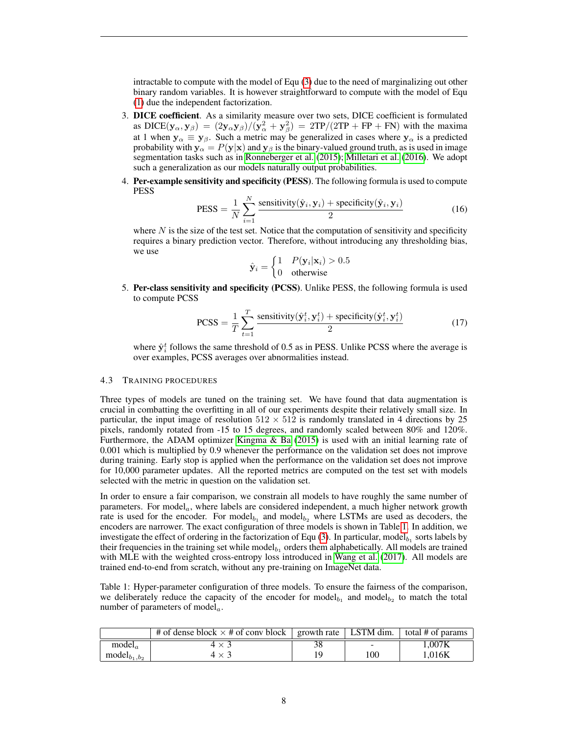intractable to compute with the model of Equ (3) due to the need of marginalizing out other binary random variables. It is however straightforward to compute with the model of Equ (1) due the independent factorization.

3. **DICE coefficient**. As a similarity measure over two sets, DICE coefficient is formulated as $\text{DICE}(\mathbf{y}_\alpha, \mathbf{y}_\beta) = (2\mathbf{y}_\alpha \mathbf{y}_\beta)/(\mathbf{y}_\alpha^2 + \mathbf{y}_\beta^2) = 2\text{TP}/(2\text{TP} + \text{FP} + \text{FN})$ with the maxima at 1 when $\mathbf{y}_\alpha \equiv \mathbf{y}_\beta$. Such a metric may be generalized in cases where $\mathbf{y}_\alpha$ is a predicted probability with $\mathbf{y}_\alpha = P(\mathbf{y}|\mathbf{x})$ and $\mathbf{y}_\beta$ is the binary-valued ground truth, as is used in image segmentation tasks such as in Ronneberger et al. (2015); Milletari et al. (2016). We adopt such a generalization as our models naturally output probabilities.

4. **Per-example sensitivity and specificity (PESS)**. The following formula is used to compute PESS

$$\text{PESS} = \frac{1}{N} \sum_{i=1}^{N} \frac{\text{sensitivity}(\hat{\mathbf{y}}_i, \mathbf{y}_i) + \text{specificity}(\hat{\mathbf{y}}_i, \mathbf{y}_i)}{2} \tag{16}$$

where $N$ is the size of the test set. Notice that the computation of sensitivity and specificity requires a binary prediction vector. Therefore, without introducing any thresholding bias, we use

$$\hat{\mathbf{y}}_i = \begin{cases} 1 & P(\mathbf{y}_i|\mathbf{x}_i) > 0.5 \\ 0 & \text{otherwise} \end{cases}$$

5. **Per-class sensitivity and specificity (PCSS)**. Unlike PESS, the following formula is used to compute PCSS

$$\text{PCSS} = \frac{1}{T} \sum_{t=1}^{T} \frac{\text{sensitivity}(\hat{\mathbf{y}}_i^t, \mathbf{y}_i^t) + \text{specificity}(\hat{\mathbf{y}}_i^t, \mathbf{y}_i^t)}{2} \tag{17}$$

where $\hat{\mathbf{y}}_i^t$ follows the same threshold of 0.5 as in PESS. Unlike PCSS where the average is over examples, PCSS averages over abnormalities instead.

### 4.3 Training procedures

Three types of models are tuned on the training set. We have found that data augmentation is crucial in combatting the overfitting in all of our experiments despite their relatively small size. In particular, the input image of resolution $512 \times 512$ is randomly translated in 4 directions by 25 pixels, randomly rotated from -15 to 15 degrees, and randomly scaled between 80% and 120%. Furthermore, the ADAM optimizer Kingma & Ba (2015) is used with an initial learning rate of 0.001 which is multiplied by 0.9 whenever the performance on the validation set does not improve during training. Early stop is applied when the performance on the validation set does not improve for 10,000 parameter updates. All the reported metrics are computed on the test set with models selected with the metric in question on the validation set.

In order to ensure a fair comparison, we constrain all models to have roughly the same number of parameters. For model$_a$, where labels are considered independent, a much higher network growth rate is used for the encoder. For model$_{b_1}$ and model$_{b_2}$ where LSTMs are used as decoders, the encoders are narrower. The exact configuration of three models is shown in Table 1. In addition, we investigate the effect of ordering in the factorization of Equ (3). In particular, model$_{b_1}$ sorts labels by their frequencies in the training set while model$_{b_1}$ orders them alphabetically. All models are trained with MLE with the weighted cross-entropy loss introduced in Wang et al. (2017). All models are trained end-to-end from scratch, without any pre-training on ImageNet data.

Table 1: Hyper-parameter configuration of three models. To ensure the fairness of the comparison, we deliberately reduce the capacity of the encoder for model$_{b_1}$ and model$_{b_2}$ to match the total number of parameters of model$_a$.

| | # of dense block × # of conv block | growth rate | LSTM dim. | total # of params |
|---|---|---|---|---|
| model$_a$ | $4 \times 3$ | 38 | - | 1,007K |
| model$_{b_1,b_2}$ | $4 \times 3$ | 19 | 100 | 1,016K |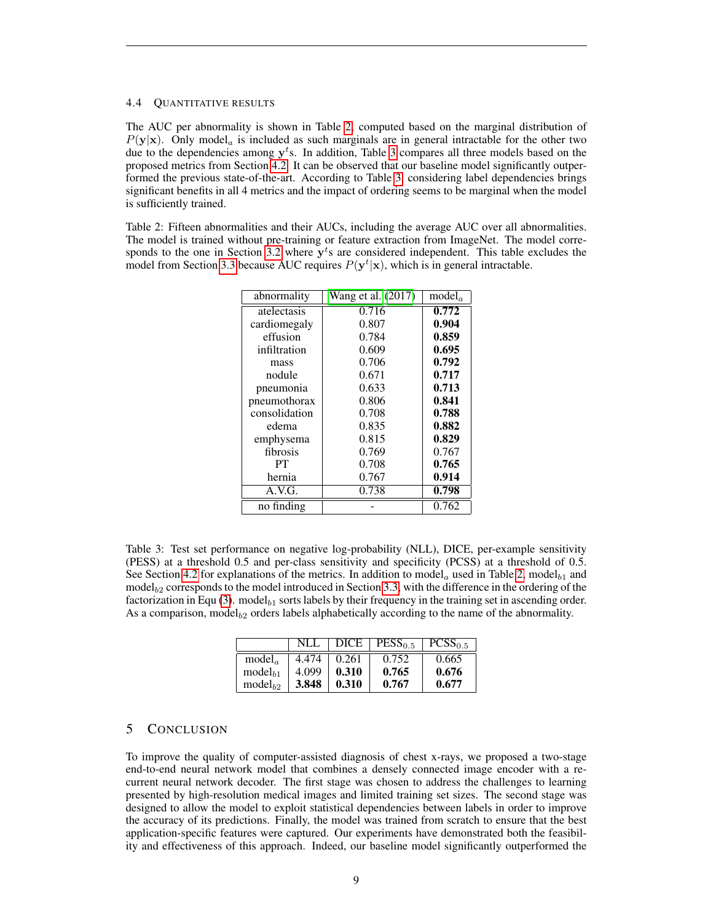### 4.4 Quantitative Results

The AUC per abnormality is shown in Table 2, computed based on the marginal distribution of $P(\mathbf{y}|\mathbf{x})$. Only model$_a$ is included as such marginals are in general intractable for the other two due to the dependencies among $\mathbf{y}^t$s. In addition, Table 3 compares all three models based on the proposed metrics from Section 4.2. It can be observed that our baseline model significantly outperformed the previous state-of-the-art. According to Table 3, considering label dependencies brings significant benefits in all 4 metrics and the impact of ordering seems to be marginal when the model is sufficiently trained.

Table 2: Fifteen abnormalities and their AUCs, including the average AUC over all abnormalities. The model is trained without pre-training or feature extraction from ImageNet. The model corresponds to the one in Section 3.2 where $\mathbf{y}^t$s are considered independent. This table excludes the model from Section 3.3 because AUC requires $P(\mathbf{y}^t|\mathbf{x})$, which is in general intractable.

| abnormality | Wang et al. (2017) | model$_a$ |
|---|---|---|
| atelectasis | 0.716 | **0.772** |
| cardiomegaly | 0.807 | **0.904** |
| effusion | 0.784 | **0.859** |
| infiltration | 0.609 | **0.695** |
| mass | 0.706 | **0.792** |
| nodule | 0.671 | **0.717** |
| pneumonia | 0.633 | **0.713** |
| pneumothorax | 0.806 | **0.841** |
| consolidation | 0.708 | **0.788** |
| edema | 0.835 | **0.882** |
| emphysema | 0.815 | **0.829** |
| fibrosis | 0.769 | 0.767 |
| PT | 0.708 | **0.765** |
| hernia | 0.767 | **0.914** |
| A.V.G. | 0.738 | **0.798** |
| no finding | - | 0.762 |

Table 3: Test set performance on negative log-probability (NLL), DICE, per-example sensitivity (PESS) at a threshold 0.5 and per-class sensitivity and specificity (PCSS) at a threshold of 0.5. See Section 4.2 for explanations of the metrics. In addition to model$_a$ used in Table 2, model$_{b1}$ and model$_{b2}$ corresponds to the model introduced in Section 3.3, with the difference in the ordering of the factorization in Equ (3). model$_{b1}$ sorts labels by their frequency in the training set in ascending order. As a comparison, model$_{b2}$ orders labels alphabetically according to the name of the abnormality.

| | NLL | DICE | PESS$_{0.5}$ | PCSS$_{0.5}$ |
|---|---|---|---|---|
| model$_a$ | 4.474 | 0.261 | 0.752 | 0.665 |
| model$_{b1}$ | 4.099 | **0.310** | **0.765** | **0.676** |
| model$_{b2}$ | **3.848** | **0.310** | **0.767** | **0.677** |

## 5 Conclusion

To improve the quality of computer-assisted diagnosis of chest x-rays, we proposed a two-stage end-to-end neural network model that combines a densely connected image encoder with a recurrent neural network decoder. The first stage was chosen to address the challenges to learning presented by high-resolution medical images and limited training set sizes. The second stage was designed to allow the model to exploit statistical dependencies between labels in order to improve the accuracy of its predictions. Finally, the model was trained from scratch to ensure that the best application-specific features were captured. Our experiments have demonstrated both the feasibility and effectiveness of this approach. Indeed, our baseline model significantly outperformed the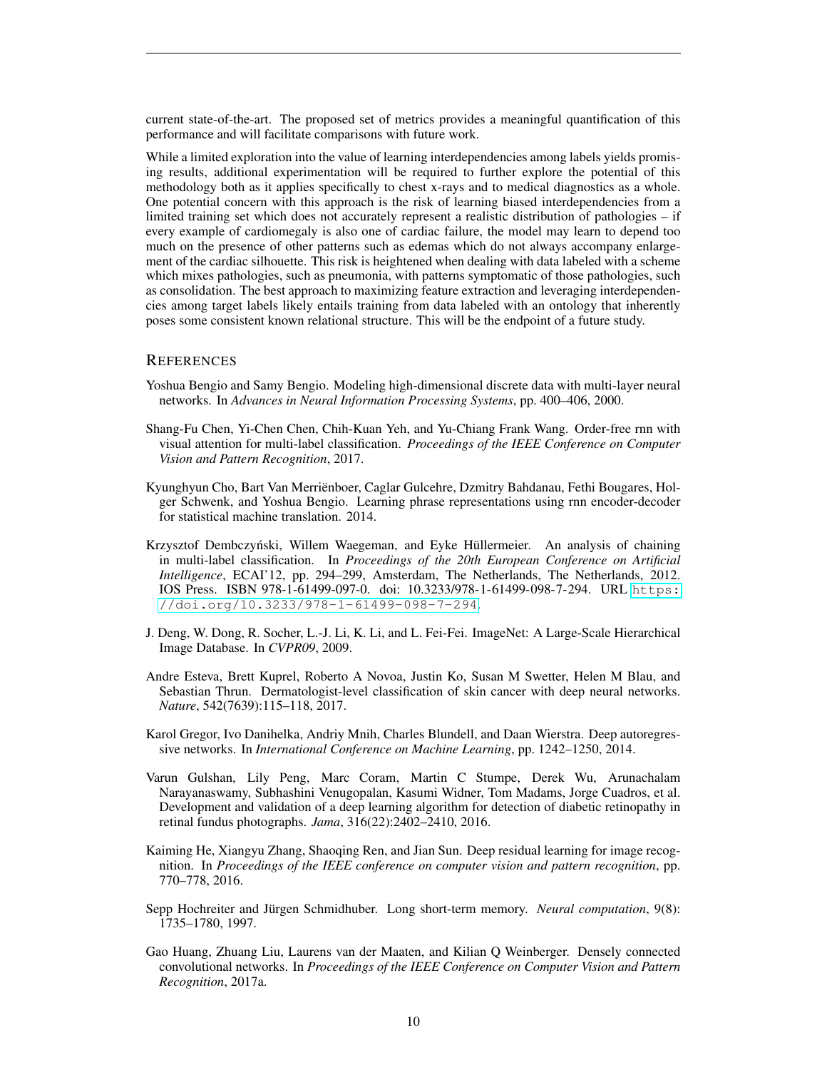current state-of-the-art. The proposed set of metrics provides a meaningful quantification of this performance and will facilitate comparisons with future work.

While a limited exploration into the value of learning interdependencies among labels yields promising results, additional experimentation will be required to further explore the potential of this methodology both as it applies specifically to chest x-rays and to medical diagnostics as a whole. One potential concern with this approach is the risk of learning biased interdependencies from a limited training set which does not accurately represent a realistic distribution of pathologies – if every example of cardiomegaly is also one of cardiac failure, the model may learn to depend too much on the presence of other patterns such as edemas which do not always accompany enlargement of the cardiac silhouette. This risk is heightened when dealing with data labeled with a scheme which mixes pathologies, such as pneumonia, with patterns symptomatic of those pathologies, such as consolidation. The best approach to maximizing feature extraction and leveraging interdependencies among target labels likely entails training from data labeled with an ontology that inherently poses some consistent known relational structure. This will be the endpoint of a future study.

## References

Yoshua Bengio and Samy Bengio. Modeling high-dimensional discrete data with multi-layer neural networks. In *Advances in Neural Information Processing Systems*, pp. 400–406, 2000.

Shang-Fu Chen, Yi-Chen Chen, Chih-Kuan Yeh, and Yu-Chiang Frank Wang. Order-free rnn with visual attention for multi-label classification. *Proceedings of the IEEE Conference on Computer Vision and Pattern Recognition*, 2017.

Kyunghyun Cho, Bart Van Merriënboer, Caglar Gulcehre, Dzmitry Bahdanau, Fethi Bougares, Holger Schwenk, and Yoshua Bengio. Learning phrase representations using rnn encoder-decoder for statistical machine translation. 2014.

Krzysztof Dembczyński, Willem Waegeman, and Eyke Hüllermeier. An analysis of chaining in multi-label classification. In *Proceedings of the 20th European Conference on Artificial Intelligence*, ECAI'12, pp. 294–299, Amsterdam, The Netherlands, The Netherlands, 2012. IOS Press. ISBN 978-1-61499-097-0. doi: 10.3233/978-1-61499-098-7-294. URL https://doi.org/10.3233/978-1-61499-098-7-294.

J. Deng, W. Dong, R. Socher, L.-J. Li, K. Li, and L. Fei-Fei. ImageNet: A Large-Scale Hierarchical Image Database. In *CVPR09*, 2009.

Andre Esteva, Brett Kuprel, Roberto A Novoa, Justin Ko, Susan M Swetter, Helen M Blau, and Sebastian Thrun. Dermatologist-level classification of skin cancer with deep neural networks. *Nature*, 542(7639):115–118, 2017.

Karol Gregor, Ivo Danihelka, Andriy Mnih, Charles Blundell, and Daan Wierstra. Deep autoregressive networks. In *International Conference on Machine Learning*, pp. 1242–1250, 2014.

Varun Gulshan, Lily Peng, Marc Coram, Martin C Stumpe, Derek Wu, Arunachalam Narayanaswamy, Subhashini Venugopalan, Kasumi Widner, Tom Madams, Jorge Cuadros, et al. Development and validation of a deep learning algorithm for detection of diabetic retinopathy in retinal fundus photographs. *Jama*, 316(22):2402–2410, 2016.

Kaiming He, Xiangyu Zhang, Shaoqing Ren, and Jian Sun. Deep residual learning for image recognition. In *Proceedings of the IEEE conference on computer vision and pattern recognition*, pp. 770–778, 2016.

Sepp Hochreiter and Jürgen Schmidhuber. Long short-term memory. *Neural computation*, 9(8): 1735–1780, 1997.

Gao Huang, Zhuang Liu, Laurens van der Maaten, and Kilian Q Weinberger. Densely connected convolutional networks. In *Proceedings of the IEEE Conference on Computer Vision and Pattern Recognition*, 2017a.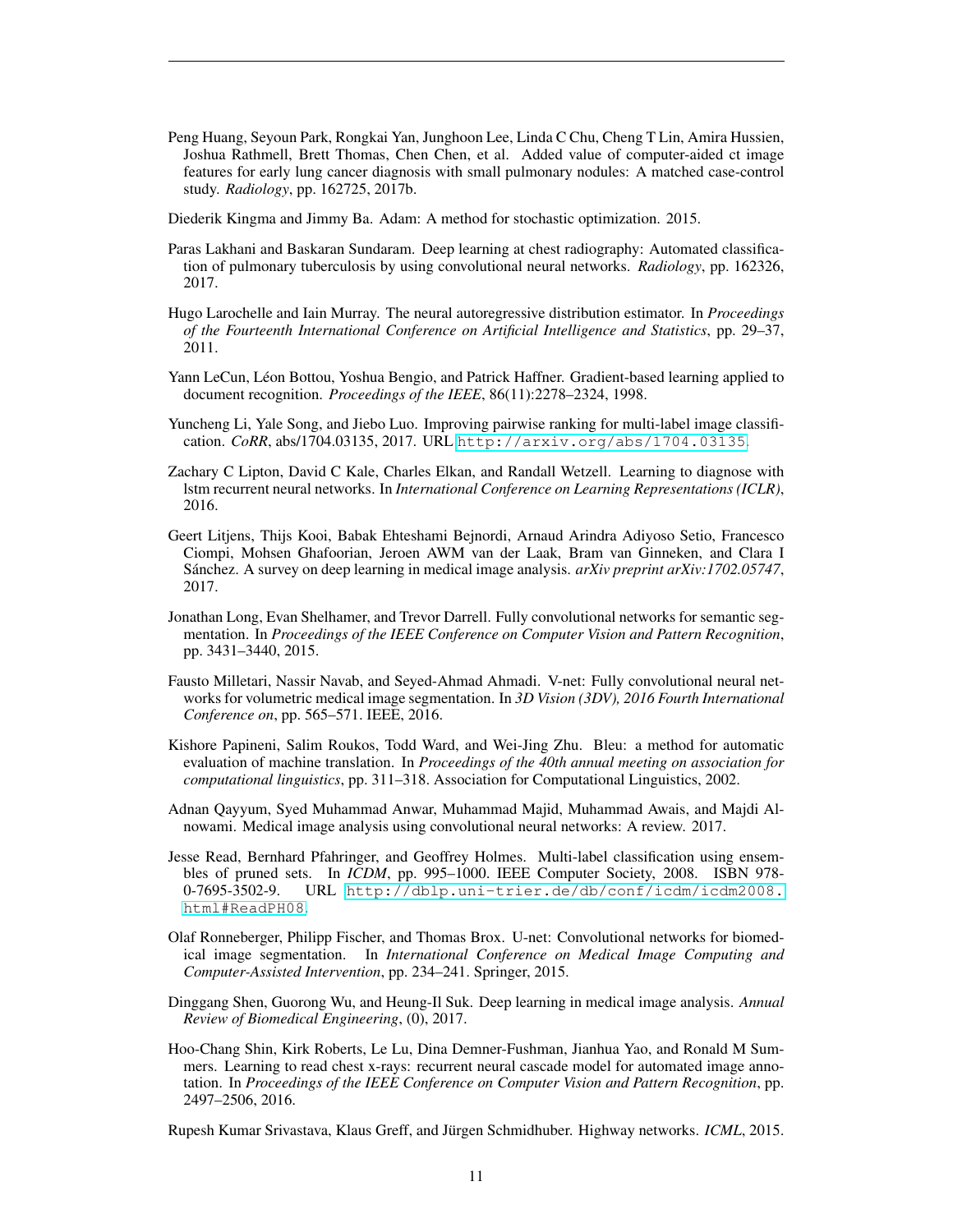Peng Huang, Seyoun Park, Rongkai Yan, Junghoon Lee, Linda C Chu, Cheng T Lin, Amira Hussien, Joshua Rathmell, Brett Thomas, Chen Chen, et al. Added value of computer-aided ct image features for early lung cancer diagnosis with small pulmonary nodules: A matched case-control study. *Radiology*, pp. 162725, 2017b.

Diederik Kingma and Jimmy Ba. Adam: A method for stochastic optimization. 2015.

Paras Lakhani and Baskaran Sundaram. Deep learning at chest radiography: Automated classification of pulmonary tuberculosis by using convolutional neural networks. *Radiology*, pp. 162326, 2017.

Hugo Larochelle and Iain Murray. The neural autoregressive distribution estimator. In *Proceedings of the Fourteenth International Conference on Artificial Intelligence and Statistics*, pp. 29–37, 2011.

Yann LeCun, Léon Bottou, Yoshua Bengio, and Patrick Haffner. Gradient-based learning applied to document recognition. *Proceedings of the IEEE*, 86(11):2278–2324, 1998.

Yuncheng Li, Yale Song, and Jiebo Luo. Improving pairwise ranking for multi-label image classification. *CoRR*, abs/1704.03135, 2017. URL http://arxiv.org/abs/1704.03135.

Zachary C Lipton, David C Kale, Charles Elkan, and Randall Wetzell. Learning to diagnose with lstm recurrent neural networks. In *International Conference on Learning Representations (ICLR)*, 2016.

Geert Litjens, Thijs Kooi, Babak Ehteshami Bejnordi, Arnaud Arindra Adiyoso Setio, Francesco Ciompi, Mohsen Ghafoorian, Jeroen AWM van der Laak, Bram van Ginneken, and Clara I Sánchez. A survey on deep learning in medical image analysis. *arXiv preprint arXiv:1702.05747*, 2017.

Jonathan Long, Evan Shelhamer, and Trevor Darrell. Fully convolutional networks for semantic segmentation. In *Proceedings of the IEEE Conference on Computer Vision and Pattern Recognition*, pp. 3431–3440, 2015.

Fausto Milletari, Nassir Navab, and Seyed-Ahmad Ahmadi. V-net: Fully convolutional neural networks for volumetric medical image segmentation. In *3D Vision (3DV), 2016 Fourth International Conference on*, pp. 565–571. IEEE, 2016.

Kishore Papineni, Salim Roukos, Todd Ward, and Wei-Jing Zhu. Bleu: a method for automatic evaluation of machine translation. In *Proceedings of the 40th annual meeting on association for computational linguistics*, pp. 311–318. Association for Computational Linguistics, 2002.

Adnan Qayyum, Syed Muhammad Anwar, Muhammad Majid, Muhammad Awais, and Majdi Alnowami. Medical image analysis using convolutional neural networks: A review. 2017.

Jesse Read, Bernhard Pfahringer, and Geoffrey Holmes. Multi-label classification using ensembles of pruned sets. In *ICDM*, pp. 995–1000. IEEE Computer Society, 2008. ISBN 978-0-7695-3502-9. URL http://dblp.uni-trier.de/db/conf/icdm/icdm2008.html#ReadPH08.

Olaf Ronneberger, Philipp Fischer, and Thomas Brox. U-net: Convolutional networks for biomedical image segmentation. In *International Conference on Medical Image Computing and Computer-Assisted Intervention*, pp. 234–241. Springer, 2015.

Dinggang Shen, Guorong Wu, and Heung-Il Suk. Deep learning in medical image analysis. *Annual Review of Biomedical Engineering*, (0), 2017.

Hoo-Chang Shin, Kirk Roberts, Le Lu, Dina Demner-Fushman, Jianhua Yao, and Ronald M Summers. Learning to read chest x-rays: recurrent neural cascade model for automated image annotation. In *Proceedings of the IEEE Conference on Computer Vision and Pattern Recognition*, pp. 2497–2506, 2016.

Rupesh Kumar Srivastava, Klaus Greff, and Jürgen Schmidhuber. Highway networks. *ICML*, 2015.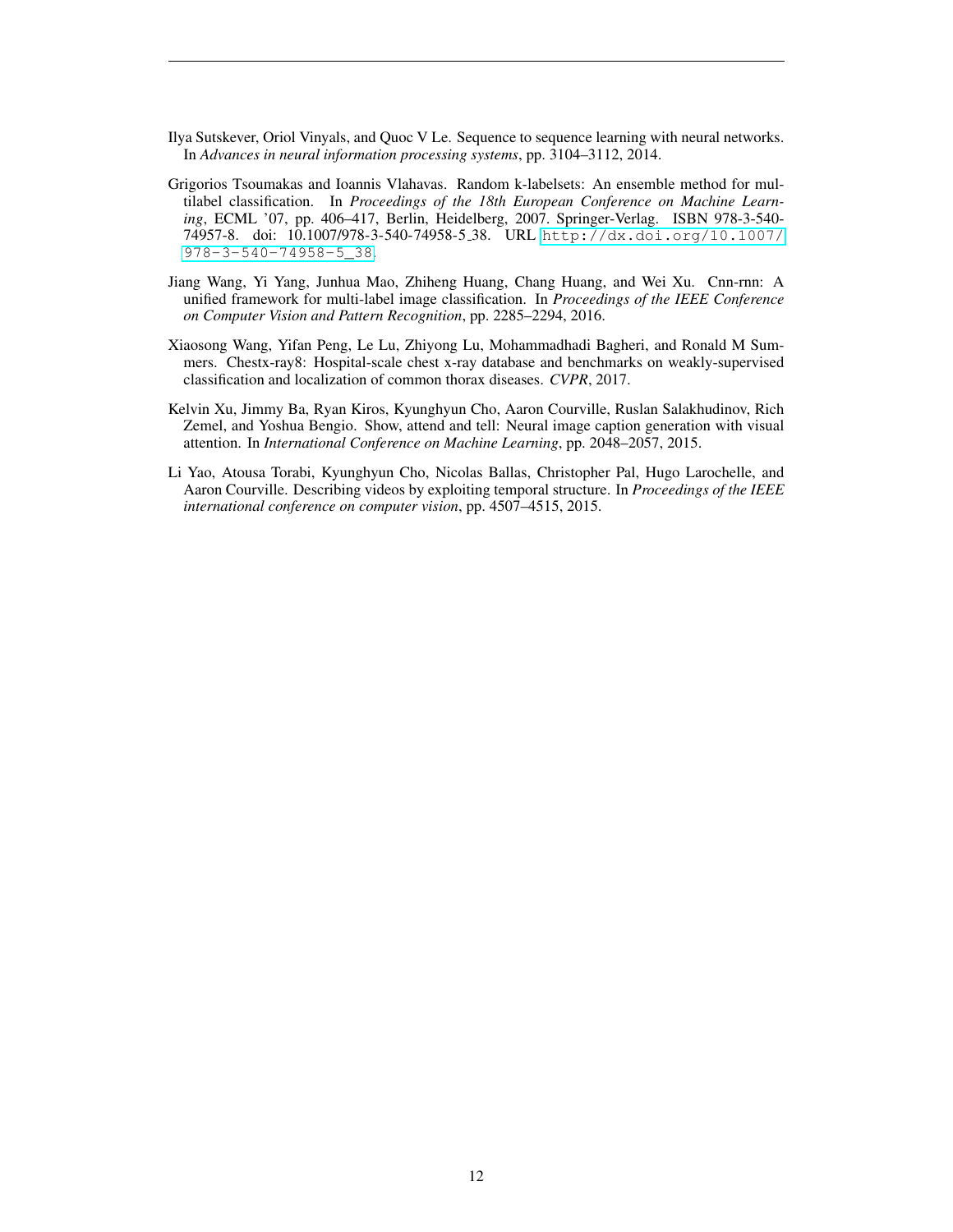Ilya Sutskever, Oriol Vinyals, and Quoc V Le. Sequence to sequence learning with neural networks. In *Advances in neural information processing systems*, pp. 3104–3112, 2014.

Grigorios Tsoumakas and Ioannis Vlahavas. Random k-labelsets: An ensemble method for multilabel classification. In *Proceedings of the 18th European Conference on Machine Learning*, ECML '07, pp. 406–417, Berlin, Heidelberg, 2007. Springer-Verlag. ISBN 978-3-540-74957-8. doi: 10.1007/978-3-540-74958-5_38. URL http://dx.doi.org/10.1007/978-3-540-74958-5_38.

Jiang Wang, Yi Yang, Junhua Mao, Zhiheng Huang, Chang Huang, and Wei Xu. Cnn-rnn: A unified framework for multi-label image classification. In *Proceedings of the IEEE Conference on Computer Vision and Pattern Recognition*, pp. 2285–2294, 2016.

Xiaosong Wang, Yifan Peng, Le Lu, Zhiyong Lu, Mohammadhadi Bagheri, and Ronald M Summers. Chestx-ray8: Hospital-scale chest x-ray database and benchmarks on weakly-supervised classification and localization of common thorax diseases. *CVPR*, 2017.

Kelvin Xu, Jimmy Ba, Ryan Kiros, Kyunghyun Cho, Aaron Courville, Ruslan Salakhudinov, Rich Zemel, and Yoshua Bengio. Show, attend and tell: Neural image caption generation with visual attention. In *International Conference on Machine Learning*, pp. 2048–2057, 2015.

Li Yao, Atousa Torabi, Kyunghyun Cho, Nicolas Ballas, Christopher Pal, Hugo Larochelle, and Aaron Courville. Describing videos by exploiting temporal structure. In *Proceedings of the IEEE international conference on computer vision*, pp. 4507–4515, 2015.